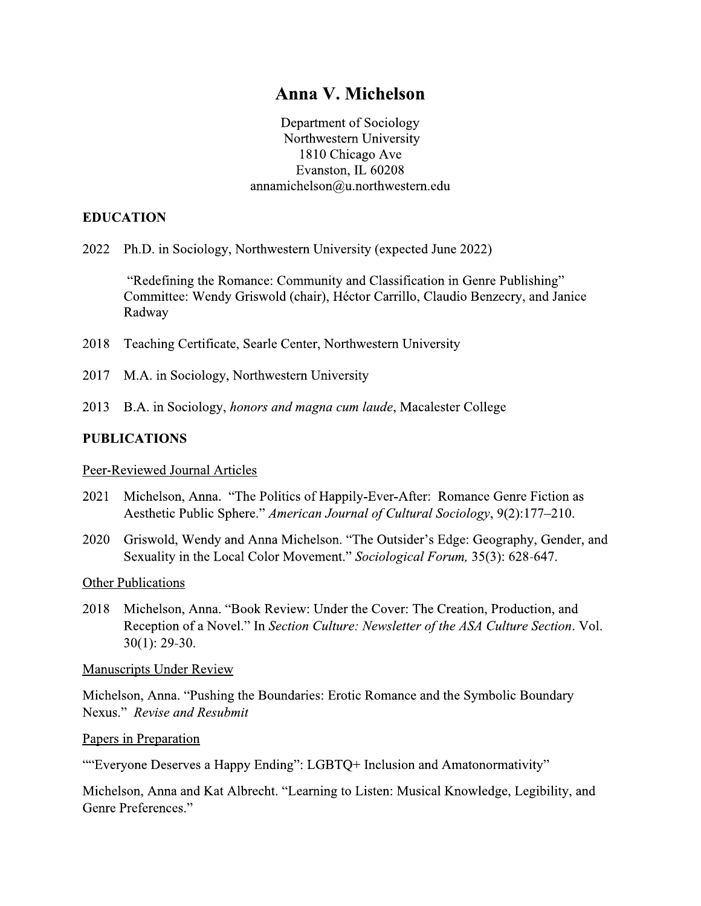# Anna V. Michelson

Department of Sociology
Northwestern University
1810 Chicago Ave
Evanston, IL 60208
annamichelson@u.northwestern.edu

## EDUCATION

2022 Ph.D. in Sociology, Northwestern University (expected June 2022)

"Redefining the Romance: Community and Classification in Genre Publishing"
Committee: Wendy Griswold (chair), Héctor Carrillo, Claudio Benzecry, and Janice Radway

2018 Teaching Certificate, Searle Center, Northwestern University

2017 M.A. in Sociology, Northwestern University

2013 B.A. in Sociology, *honors and magna cum laude*, Macalester College

## PUBLICATIONS

Peer-Reviewed Journal Articles

2021 Michelson, Anna. "The Politics of Happily-Ever-After: Romance Genre Fiction as Aesthetic Public Sphere." *American Journal of Cultural Sociology*, 9(2):177–210.

2020 Griswold, Wendy and Anna Michelson. "The Outsider's Edge: Geography, Gender, and Sexuality in the Local Color Movement." *Sociological Forum,* 35(3): 628-647.

Other Publications

2018 Michelson, Anna. "Book Review: Under the Cover: The Creation, Production, and Reception of a Novel." In *Section Culture: Newsletter of the ASA Culture Section*. Vol. 30(1): 29-30.

Manuscripts Under Review

Michelson, Anna. "Pushing the Boundaries: Erotic Romance and the Symbolic Boundary Nexus." *Revise and Resubmit*

Papers in Preparation

""Everyone Deserves a Happy Ending": LGBTQ+ Inclusion and Amatonormativity"

Michelson, Anna and Kat Albrecht. "Learning to Listen: Musical Knowledge, Legibility, and Genre Preferences."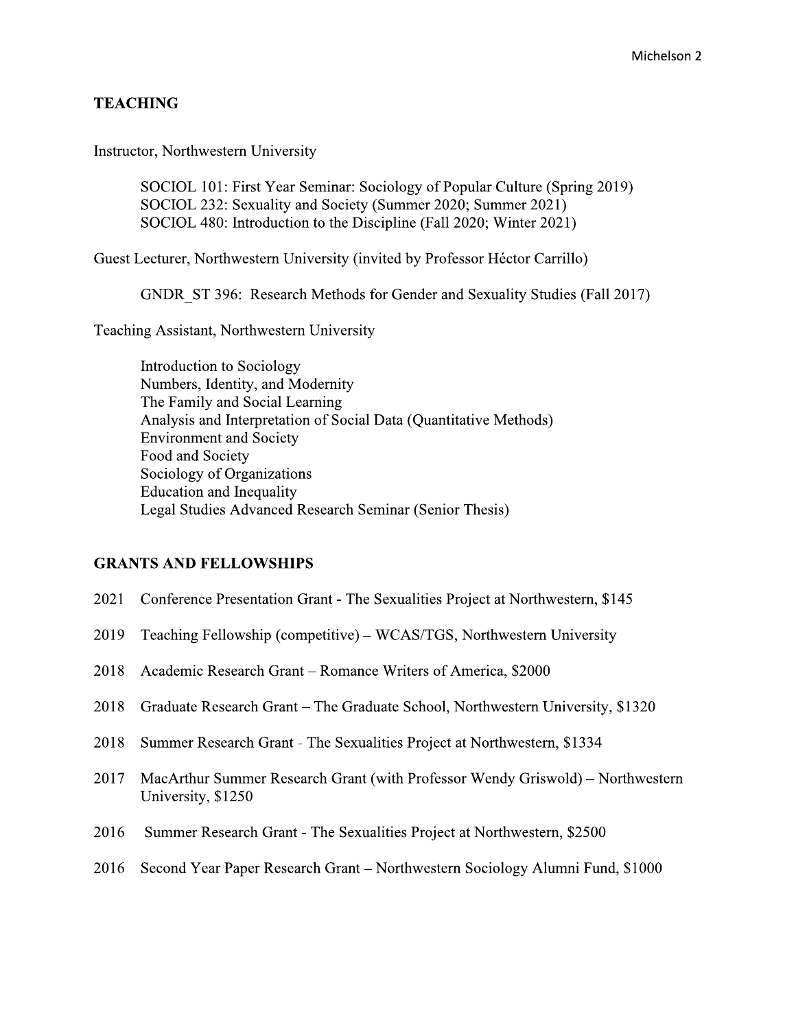## TEACHING

Instructor, Northwestern University

- SOCIOL 101: First Year Seminar: Sociology of Popular Culture (Spring 2019)
- SOCIOL 232: Sexuality and Society (Summer 2020; Summer 2021)
- SOCIOL 480: Introduction to the Discipline (Fall 2020; Winter 2021)

Guest Lecturer, Northwestern University (invited by Professor Héctor Carrillo)

- GNDR_ST 396: Research Methods for Gender and Sexuality Studies (Fall 2017)

Teaching Assistant, Northwestern University

- Introduction to Sociology
- Numbers, Identity, and Modernity
- The Family and Social Learning
- Analysis and Interpretation of Social Data (Quantitative Methods)
- Environment and Society
- Food and Society
- Sociology of Organizations
- Education and Inequality
- Legal Studies Advanced Research Seminar (Senior Thesis)

## GRANTS AND FELLOWSHIPS

2021 Conference Presentation Grant - The Sexualities Project at Northwestern, $145

2019 Teaching Fellowship (competitive) – WCAS/TGS, Northwestern University

2018 Academic Research Grant – Romance Writers of America, $2000

2018 Graduate Research Grant – The Graduate School, Northwestern University, $1320

2018 Summer Research Grant - The Sexualities Project at Northwestern, $1334

2017 MacArthur Summer Research Grant (with Professor Wendy Griswold) – Northwestern University, $1250

2016 Summer Research Grant - The Sexualities Project at Northwestern, $2500

2016 Second Year Paper Research Grant – Northwestern Sociology Alumni Fund, $1000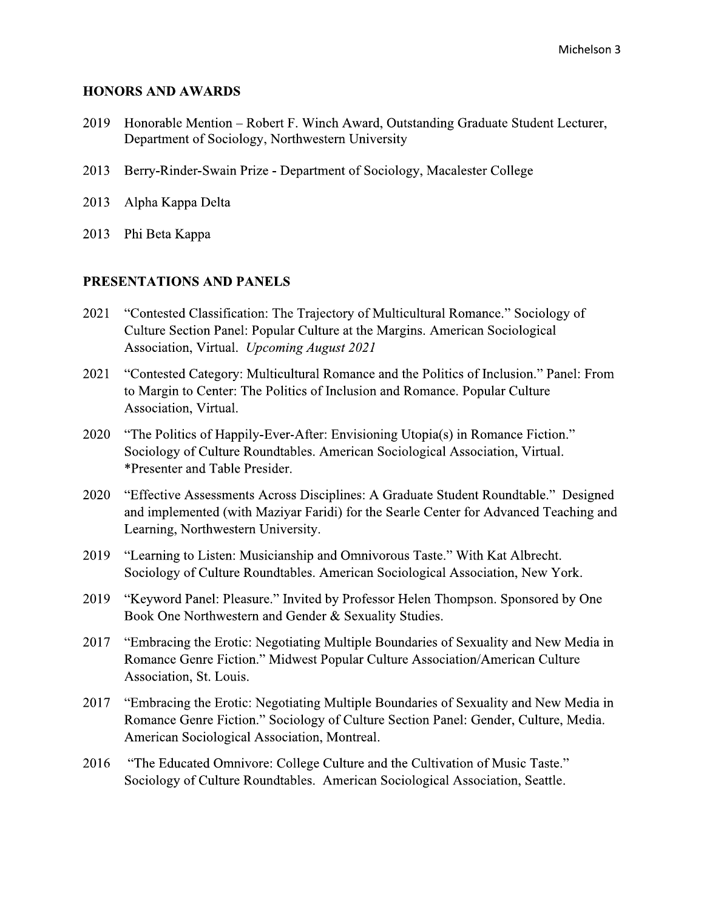## HONORS AND AWARDS

2019 Honorable Mention – Robert F. Winch Award, Outstanding Graduate Student Lecturer, Department of Sociology, Northwestern University

2013 Berry-Rinder-Swain Prize - Department of Sociology, Macalester College

2013 Alpha Kappa Delta

2013 Phi Beta Kappa

## PRESENTATIONS AND PANELS

2021 "Contested Classification: The Trajectory of Multicultural Romance." Sociology of Culture Section Panel: Popular Culture at the Margins. American Sociological Association, Virtual. *Upcoming August 2021*

2021 "Contested Category: Multicultural Romance and the Politics of Inclusion." Panel: From to Margin to Center: The Politics of Inclusion and Romance. Popular Culture Association, Virtual.

2020 "The Politics of Happily-Ever-After: Envisioning Utopia(s) in Romance Fiction." Sociology of Culture Roundtables. American Sociological Association, Virtual. *Presenter and Table Presider.

2020 "Effective Assessments Across Disciplines: A Graduate Student Roundtable." Designed and implemented (with Maziyar Faridi) for the Searle Center for Advanced Teaching and Learning, Northwestern University.

2019 "Learning to Listen: Musicianship and Omnivorous Taste." With Kat Albrecht. Sociology of Culture Roundtables. American Sociological Association, New York.

2019 "Keyword Panel: Pleasure." Invited by Professor Helen Thompson. Sponsored by One Book One Northwestern and Gender & Sexuality Studies.

2017 "Embracing the Erotic: Negotiating Multiple Boundaries of Sexuality and New Media in Romance Genre Fiction." Midwest Popular Culture Association/American Culture Association, St. Louis.

2017 "Embracing the Erotic: Negotiating Multiple Boundaries of Sexuality and New Media in Romance Genre Fiction." Sociology of Culture Section Panel: Gender, Culture, Media. American Sociological Association, Montreal.

2016 "The Educated Omnivore: College Culture and the Cultivation of Music Taste." Sociology of Culture Roundtables. American Sociological Association, Seattle.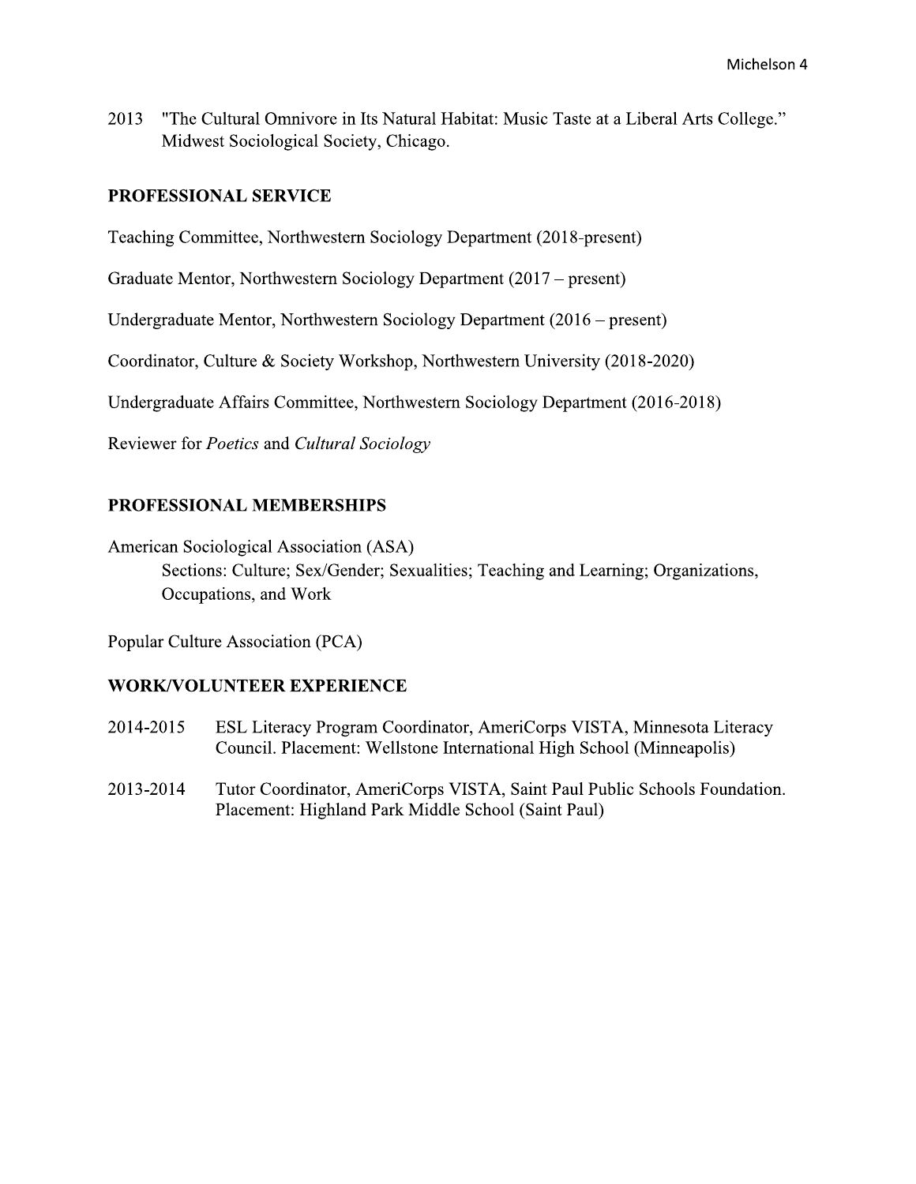2013 "The Cultural Omnivore in Its Natural Habitat: Music Taste at a Liberal Arts College." Midwest Sociological Society, Chicago.

## PROFESSIONAL SERVICE

Teaching Committee, Northwestern Sociology Department (2018-present)

Graduate Mentor, Northwestern Sociology Department (2017 – present)

Undergraduate Mentor, Northwestern Sociology Department (2016 – present)

Coordinator, Culture & Society Workshop, Northwestern University (2018-2020)

Undergraduate Affairs Committee, Northwestern Sociology Department (2016-2018)

Reviewer for *Poetics* and *Cultural Sociology*

## PROFESSIONAL MEMBERSHIPS

American Sociological Association (ASA)
  Sections: Culture; Sex/Gender; Sexualities; Teaching and Learning; Organizations, Occupations, and Work

Popular Culture Association (PCA)

## WORK/VOLUNTEER EXPERIENCE

2014-2015 ESL Literacy Program Coordinator, AmeriCorps VISTA, Minnesota Literacy Council. Placement: Wellstone International High School (Minneapolis)

2013-2014 Tutor Coordinator, AmeriCorps VISTA, Saint Paul Public Schools Foundation. Placement: Highland Park Middle School (Saint Paul)